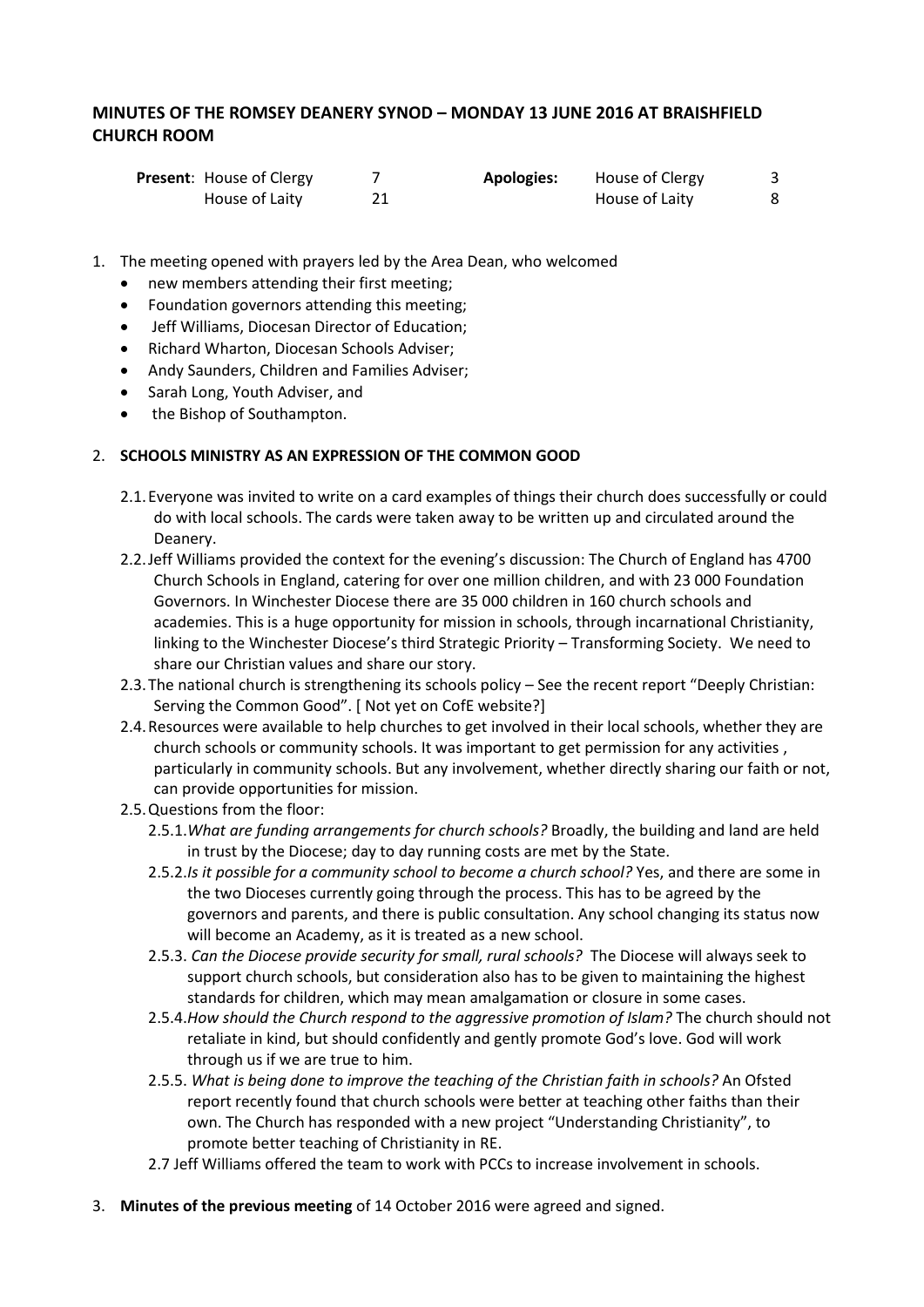## MINUTES OF THE ROMSEY DEANERY SYNOD – MONDAY 13 JUNE 2016 AT BRAISHFIELD CHURCH ROOM

| **Present**: | House of Clergy | 7 | **Apologies:** | House of Clergy | 3 |
|---|---|---|---|---|---|
| | House of Laity | 21 | | House of Laity | 8 |

1. The meeting opened with prayers led by the Area Dean, who welcomed
   - new members attending their first meeting;
   - Foundation governors attending this meeting;
   - Jeff Williams, Diocesan Director of Education;
   - Richard Wharton, Diocesan Schools Adviser;
   - Andy Saunders, Children and Families Adviser;
   - Sarah Long, Youth Adviser, and
   - the Bishop of Southampton.

2. **SCHOOLS MINISTRY AS AN EXPRESSION OF THE COMMON GOOD**

   2.1. Everyone was invited to write on a card examples of things their church does successfully or could do with local schools. The cards were taken away to be written up and circulated around the Deanery.

   2.2. Jeff Williams provided the context for the evening's discussion: The Church of England has 4700 Church Schools in England, catering for over one million children, and with 23 000 Foundation Governors. In Winchester Diocese there are 35 000 children in 160 church schools and academies. This is a huge opportunity for mission in schools, through incarnational Christianity, linking to the Winchester Diocese's third Strategic Priority – Transforming Society. We need to share our Christian values and share our story.

   2.3. The national church is strengthening its schools policy – See the recent report "Deeply Christian: Serving the Common Good". [ Not yet on CofE website?]

   2.4. Resources were available to help churches to get involved in their local schools, whether they are church schools or community schools. It was important to get permission for any activities , particularly in community schools. But any involvement, whether directly sharing our faith or not, can provide opportunities for mission.

   2.5. Questions from the floor:

   2.5.1. *What are funding arrangements for church schools?* Broadly, the building and land are held in trust by the Diocese; day to day running costs are met by the State.

   2.5.2. *Is it possible for a community school to become a church school?* Yes, and there are some in the two Dioceses currently going through the process. This has to be agreed by the governors and parents, and there is public consultation. Any school changing its status now will become an Academy, as it is treated as a new school.

   2.5.3. *Can the Diocese provide security for small, rural schools?* The Diocese will always seek to support church schools, but consideration also has to be given to maintaining the highest standards for children, which may mean amalgamation or closure in some cases.

   2.5.4. *How should the Church respond to the aggressive promotion of Islam?* The church should not retaliate in kind, but should confidently and gently promote God's love. God will work through us if we are true to him.

   2.5.5. *What is being done to improve the teaching of the Christian faith in schools?* An Ofsted report recently found that church schools were better at teaching other faiths than their own. The Church has responded with a new project "Understanding Christianity", to promote better teaching of Christianity in RE.

   2.7 Jeff Williams offered the team to work with PCCs to increase involvement in schools.

3. **Minutes of the previous meeting** of 14 October 2016 were agreed and signed.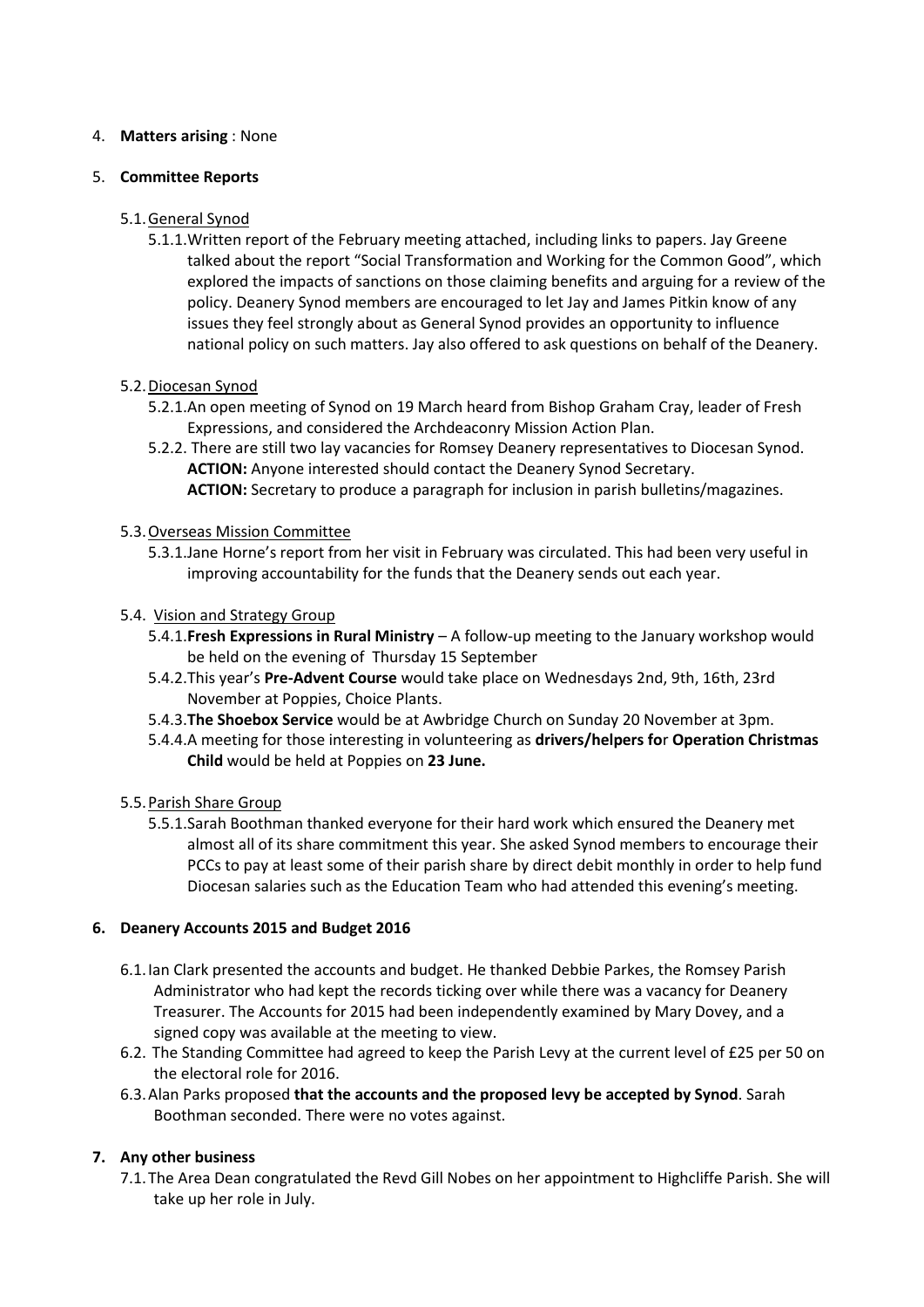4. **Matters arising** : None

5. **Committee Reports**

   5.1. General Synod

   5.1.1. Written report of the February meeting attached, including links to papers. Jay Greene talked about the report "Social Transformation and Working for the Common Good", which explored the impacts of sanctions on those claiming benefits and arguing for a review of the policy. Deanery Synod members are encouraged to let Jay and James Pitkin know of any issues they feel strongly about as General Synod provides an opportunity to influence national policy on such matters. Jay also offered to ask questions on behalf of the Deanery.

   5.2. Diocesan Synod

   5.2.1. An open meeting of Synod on 19 March heard from Bishop Graham Cray, leader of Fresh Expressions, and considered the Archdeaconry Mission Action Plan.

   5.2.2. There are still two lay vacancies for Romsey Deanery representatives to Diocesan Synod.
   **ACTION:** Anyone interested should contact the Deanery Synod Secretary.
   **ACTION:** Secretary to produce a paragraph for inclusion in parish bulletins/magazines.

   5.3. Overseas Mission Committee

   5.3.1. Jane Horne's report from her visit in February was circulated. This had been very useful in improving accountability for the funds that the Deanery sends out each year.

   5.4. Vision and Strategy Group

   5.4.1. **Fresh Expressions in Rural Ministry** – A follow-up meeting to the January workshop would be held on the evening of Thursday 15 September

   5.4.2. This year's **Pre-Advent Course** would take place on Wednesdays 2nd, 9th, 16th, 23rd November at Poppies, Choice Plants.

   5.4.3. **The Shoebox Service** would be at Awbridge Church on Sunday 20 November at 3pm.

   5.4.4. A meeting for those interesting in volunteering as **drivers/helpers fo**r **Operation Christmas Child** would be held at Poppies on **23 June.**

   5.5. Parish Share Group

   5.5.1. Sarah Boothman thanked everyone for their hard work which ensured the Deanery met almost all of its share commitment this year. She asked Synod members to encourage their PCCs to pay at least some of their parish share by direct debit monthly in order to help fund Diocesan salaries such as the Education Team who had attended this evening's meeting.

6. **Deanery Accounts 2015 and Budget 2016**

   6.1. Ian Clark presented the accounts and budget. He thanked Debbie Parkes, the Romsey Parish Administrator who had kept the records ticking over while there was a vacancy for Deanery Treasurer. The Accounts for 2015 had been independently examined by Mary Dovey, and a signed copy was available at the meeting to view.

   6.2. The Standing Committee had agreed to keep the Parish Levy at the current level of £25 per 50 on the electoral role for 2016.

   6.3. Alan Parks proposed **that the accounts and the proposed levy be accepted by Synod**. Sarah Boothman seconded. There were no votes against.

7. **Any other business**

   7.1. The Area Dean congratulated the Revd Gill Nobes on her appointment to Highcliffe Parish. She will take up her role in July.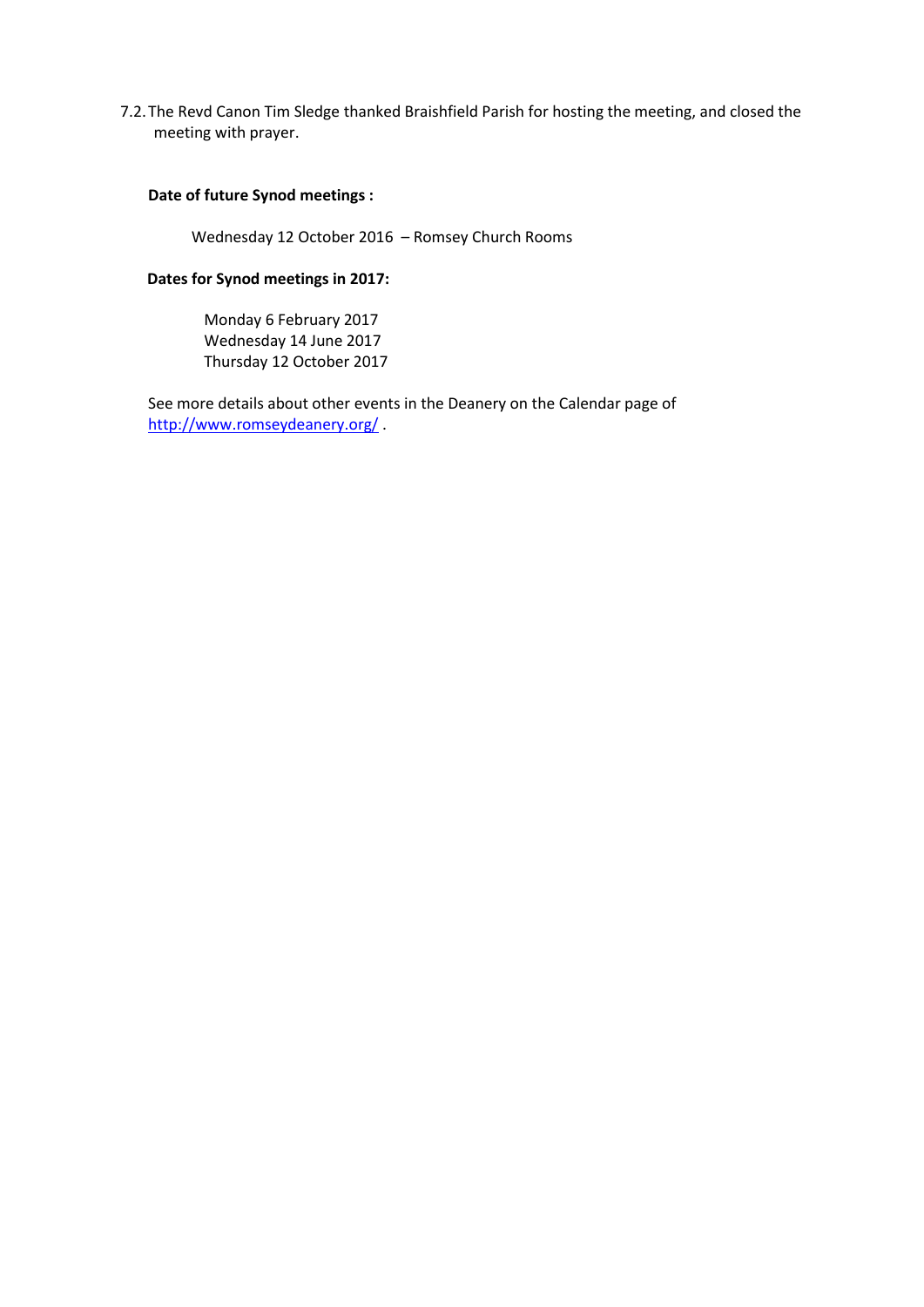7.2. The Revd Canon Tim Sledge thanked Braishfield Parish for hosting the meeting, and closed the meeting with prayer.

**Date of future Synod meetings :**

Wednesday 12 October 2016 – Romsey Church Rooms

**Dates for Synod meetings in 2017:**

Monday 6 February 2017
Wednesday 14 June 2017
Thursday 12 October 2017

See more details about other events in the Deanery on the Calendar page of [http://www.romseydeanery.org/](http://www.romseydeanery.org/) .